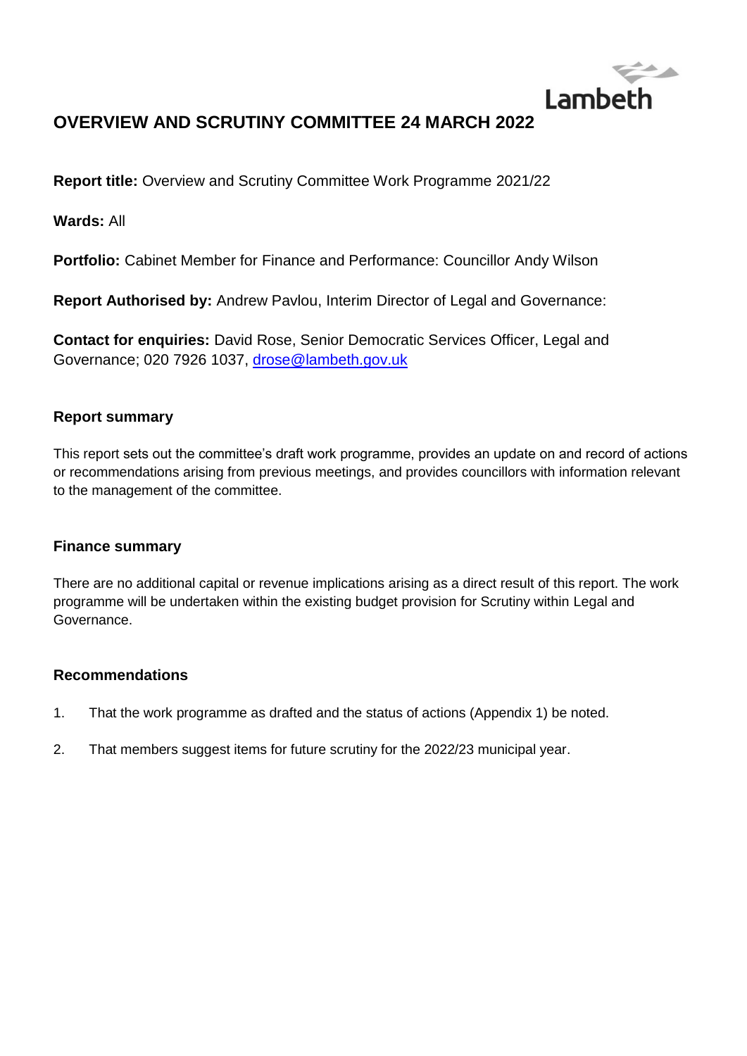Lambeth

# OVERVIEW AND SCRUTINY COMMITTEE 24 MARCH 2022

**Report title:** Overview and Scrutiny Committee Work Programme 2021/22

**Wards:** All

**Portfolio:** Cabinet Member for Finance and Performance: Councillor Andy Wilson

**Report Authorised by:** Andrew Pavlou, Interim Director of Legal and Governance:

**Contact for enquiries:** David Rose, Senior Democratic Services Officer, Legal and Governance; 020 7926 1037, drose@lambeth.gov.uk

## Report summary

This report sets out the committee's draft work programme, provides an update on and record of actions or recommendations arising from previous meetings, and provides councillors with information relevant to the management of the committee.

## Finance summary

There are no additional capital or revenue implications arising as a direct result of this report. The work programme will be undertaken within the existing budget provision for Scrutiny within Legal and Governance.

## Recommendations

1. That the work programme as drafted and the status of actions (Appendix 1) be noted.
2. That members suggest items for future scrutiny for the 2022/23 municipal year.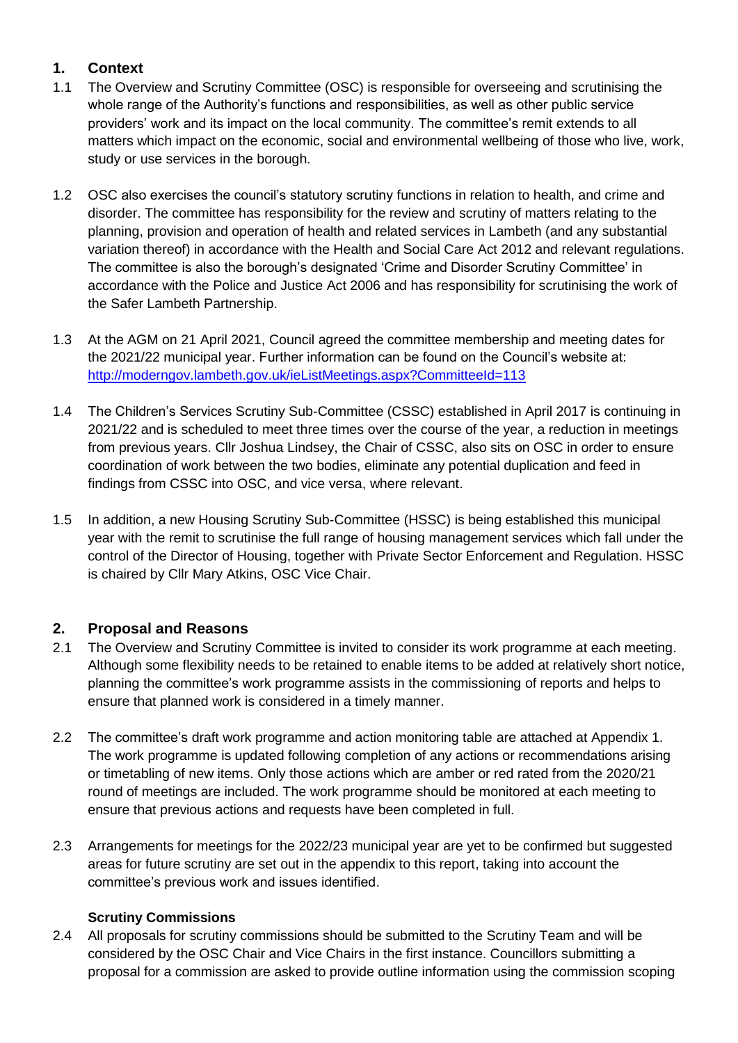## 1. Context

1.1 The Overview and Scrutiny Committee (OSC) is responsible for overseeing and scrutinising the whole range of the Authority's functions and responsibilities, as well as other public service providers' work and its impact on the local community. The committee's remit extends to all matters which impact on the economic, social and environmental wellbeing of those who live, work, study or use services in the borough.

1.2 OSC also exercises the council's statutory scrutiny functions in relation to health, and crime and disorder. The committee has responsibility for the review and scrutiny of matters relating to the planning, provision and operation of health and related services in Lambeth (and any substantial variation thereof) in accordance with the Health and Social Care Act 2012 and relevant regulations. The committee is also the borough's designated 'Crime and Disorder Scrutiny Committee' in accordance with the Police and Justice Act 2006 and has responsibility for scrutinising the work of the Safer Lambeth Partnership.

1.3 At the AGM on 21 April 2021, Council agreed the committee membership and meeting dates for the 2021/22 municipal year. Further information can be found on the Council's website at: [http://moderngov.lambeth.gov.uk/ieListMeetings.aspx?CommitteeId=113](http://moderngov.lambeth.gov.uk/ieListMeetings.aspx?CommitteeId=113)

1.4 The Children's Services Scrutiny Sub-Committee (CSSC) established in April 2017 is continuing in 2021/22 and is scheduled to meet three times over the course of the year, a reduction in meetings from previous years. Cllr Joshua Lindsey, the Chair of CSSC, also sits on OSC in order to ensure coordination of work between the two bodies, eliminate any potential duplication and feed in findings from CSSC into OSC, and vice versa, where relevant.

1.5 In addition, a new Housing Scrutiny Sub-Committee (HSSC) is being established this municipal year with the remit to scrutinise the full range of housing management services which fall under the control of the Director of Housing, together with Private Sector Enforcement and Regulation. HSSC is chaired by Cllr Mary Atkins, OSC Vice Chair.

## 2. Proposal and Reasons

2.1 The Overview and Scrutiny Committee is invited to consider its work programme at each meeting. Although some flexibility needs to be retained to enable items to be added at relatively short notice, planning the committee's work programme assists in the commissioning of reports and helps to ensure that planned work is considered in a timely manner.

2.2 The committee's draft work programme and action monitoring table are attached at Appendix 1. The work programme is updated following completion of any actions or recommendations arising or timetabling of new items. Only those actions which are amber or red rated from the 2020/21 round of meetings are included. The work programme should be monitored at each meeting to ensure that previous actions and requests have been completed in full.

2.3 Arrangements for meetings for the 2022/23 municipal year are yet to be confirmed but suggested areas for future scrutiny are set out in the appendix to this report, taking into account the committee's previous work and issues identified.

### Scrutiny Commissions

2.4 All proposals for scrutiny commissions should be submitted to the Scrutiny Team and will be considered by the OSC Chair and Vice Chairs in the first instance. Councillors submitting a proposal for a commission are asked to provide outline information using the commission scoping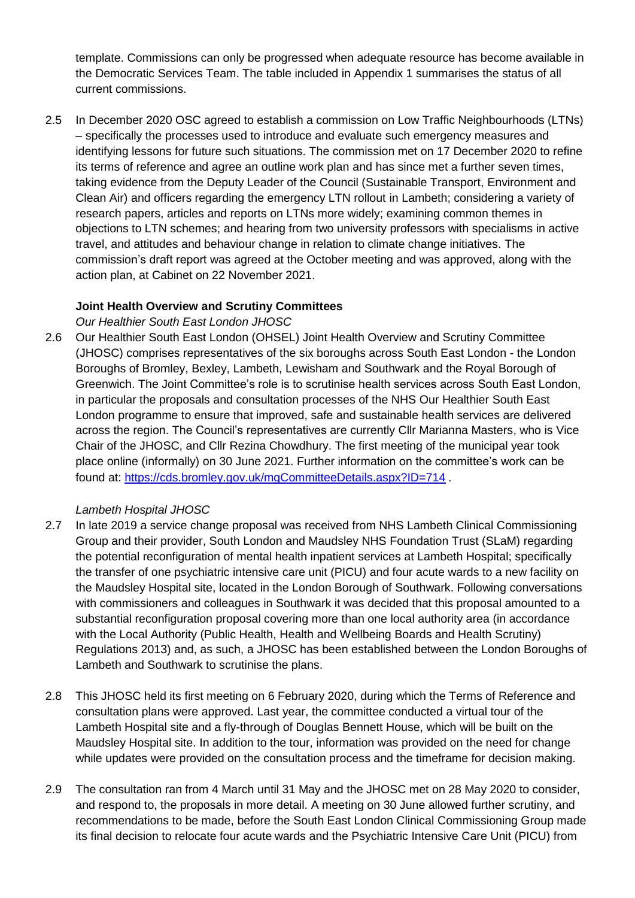template. Commissions can only be progressed when adequate resource has become available in the Democratic Services Team. The table included in Appendix 1 summarises the status of all current commissions.

2.5 In December 2020 OSC agreed to establish a commission on Low Traffic Neighbourhoods (LTNs) – specifically the processes used to introduce and evaluate such emergency measures and identifying lessons for future such situations. The commission met on 17 December 2020 to refine its terms of reference and agree an outline work plan and has since met a further seven times, taking evidence from the Deputy Leader of the Council (Sustainable Transport, Environment and Clean Air) and officers regarding the emergency LTN rollout in Lambeth; considering a variety of research papers, articles and reports on LTNs more widely; examining common themes in objections to LTN schemes; and hearing from two university professors with specialisms in active travel, and attitudes and behaviour change in relation to climate change initiatives. The commission's draft report was agreed at the October meeting and was approved, along with the action plan, at Cabinet on 22 November 2021.

**Joint Health Overview and Scrutiny Committees**

*Our Healthier South East London JHOSC*

2.6 Our Healthier South East London (OHSEL) Joint Health Overview and Scrutiny Committee (JHOSC) comprises representatives of the six boroughs across South East London - the London Boroughs of Bromley, Bexley, Lambeth, Lewisham and Southwark and the Royal Borough of Greenwich. The Joint Committee's role is to scrutinise health services across South East London, in particular the proposals and consultation processes of the NHS Our Healthier South East London programme to ensure that improved, safe and sustainable health services are delivered across the region. The Council's representatives are currently Cllr Marianna Masters, who is Vice Chair of the JHOSC, and Cllr Rezina Chowdhury. The first meeting of the municipal year took place online (informally) on 30 June 2021. Further information on the committee's work can be found at: https://cds.bromley.gov.uk/mgCommitteeDetails.aspx?ID=714 .

*Lambeth Hospital JHOSC*

2.7 In late 2019 a service change proposal was received from NHS Lambeth Clinical Commissioning Group and their provider, South London and Maudsley NHS Foundation Trust (SLaM) regarding the potential reconfiguration of mental health inpatient services at Lambeth Hospital; specifically the transfer of one psychiatric intensive care unit (PICU) and four acute wards to a new facility on the Maudsley Hospital site, located in the London Borough of Southwark. Following conversations with commissioners and colleagues in Southwark it was decided that this proposal amounted to a substantial reconfiguration proposal covering more than one local authority area (in accordance with the Local Authority (Public Health, Health and Wellbeing Boards and Health Scrutiny) Regulations 2013) and, as such, a JHOSC has been established between the London Boroughs of Lambeth and Southwark to scrutinise the plans.

2.8 This JHOSC held its first meeting on 6 February 2020, during which the Terms of Reference and consultation plans were approved. Last year, the committee conducted a virtual tour of the Lambeth Hospital site and a fly-through of Douglas Bennett House, which will be built on the Maudsley Hospital site. In addition to the tour, information was provided on the need for change while updates were provided on the consultation process and the timeframe for decision making.

2.9 The consultation ran from 4 March until 31 May and the JHOSC met on 28 May 2020 to consider, and respond to, the proposals in more detail. A meeting on 30 June allowed further scrutiny, and recommendations to be made, before the South East London Clinical Commissioning Group made its final decision to relocate four acute wards and the Psychiatric Intensive Care Unit (PICU) from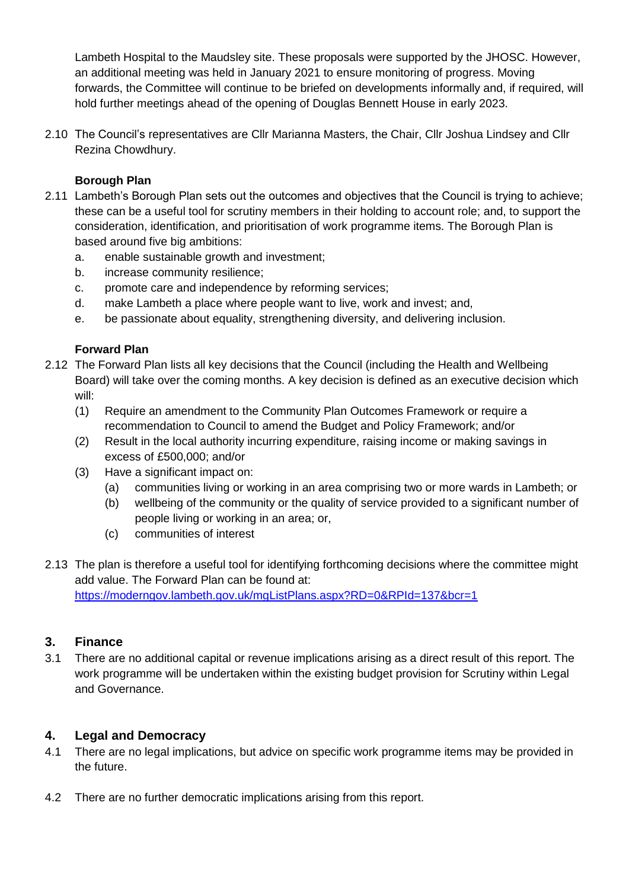Lambeth Hospital to the Maudsley site. These proposals were supported by the JHOSC. However, an additional meeting was held in January 2021 to ensure monitoring of progress. Moving forwards, the Committee will continue to be briefed on developments informally and, if required, will hold further meetings ahead of the opening of Douglas Bennett House in early 2023.

2.10 The Council's representatives are Cllr Marianna Masters, the Chair, Cllr Joshua Lindsey and Cllr Rezina Chowdhury.

**Borough Plan**

2.11 Lambeth's Borough Plan sets out the outcomes and objectives that the Council is trying to achieve; these can be a useful tool for scrutiny members in their holding to account role; and, to support the consideration, identification, and prioritisation of work programme items. The Borough Plan is based around five big ambitions:

a. enable sustainable growth and investment;
b. increase community resilience;
c. promote care and independence by reforming services;
d. make Lambeth a place where people want to live, work and invest; and,
e. be passionate about equality, strengthening diversity, and delivering inclusion.

**Forward Plan**

2.12 The Forward Plan lists all key decisions that the Council (including the Health and Wellbeing Board) will take over the coming months. A key decision is defined as an executive decision which will:

(1) Require an amendment to the Community Plan Outcomes Framework or require a recommendation to Council to amend the Budget and Policy Framework; and/or
(2) Result in the local authority incurring expenditure, raising income or making savings in excess of £500,000; and/or
(3) Have a significant impact on:
    (a) communities living or working in an area comprising two or more wards in Lambeth; or
    (b) wellbeing of the community or the quality of service provided to a significant number of people living or working in an area; or,
    (c) communities of interest

2.13 The plan is therefore a useful tool for identifying forthcoming decisions where the committee might add value. The Forward Plan can be found at: https://moderngov.lambeth.gov.uk/mgListPlans.aspx?RD=0&RPId=137&bcr=1

## 3. Finance

3.1 There are no additional capital or revenue implications arising as a direct result of this report. The work programme will be undertaken within the existing budget provision for Scrutiny within Legal and Governance.

## 4. Legal and Democracy

4.1 There are no legal implications, but advice on specific work programme items may be provided in the future.

4.2 There are no further democratic implications arising from this report.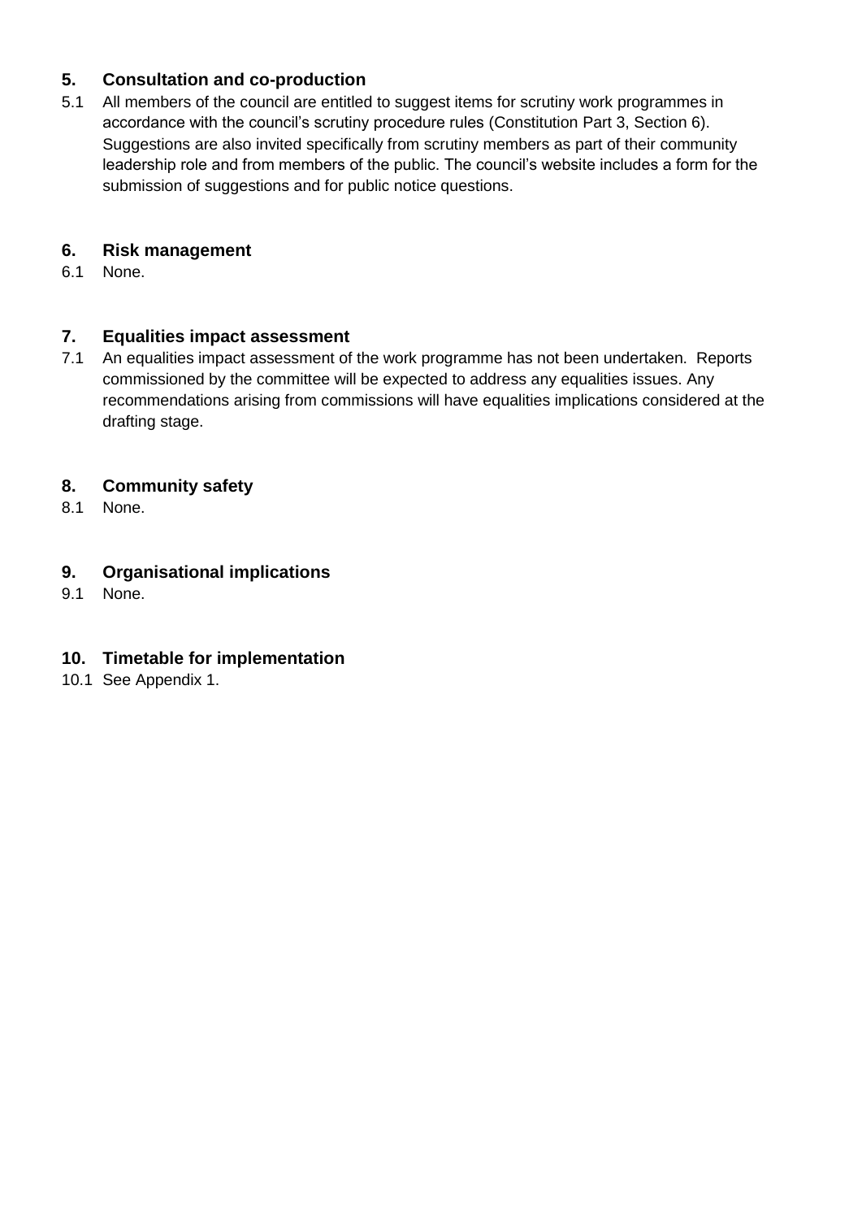## 5. Consultation and co-production

5.1 All members of the council are entitled to suggest items for scrutiny work programmes in accordance with the council's scrutiny procedure rules (Constitution Part 3, Section 6). Suggestions are also invited specifically from scrutiny members as part of their community leadership role and from members of the public. The council's website includes a form for the submission of suggestions and for public notice questions.

## 6. Risk management

6.1 None.

## 7. Equalities impact assessment

7.1 An equalities impact assessment of the work programme has not been undertaken. Reports commissioned by the committee will be expected to address any equalities issues. Any recommendations arising from commissions will have equalities implications considered at the drafting stage.

## 8. Community safety

8.1 None.

## 9. Organisational implications

9.1 None.

## 10. Timetable for implementation

10.1 See Appendix 1.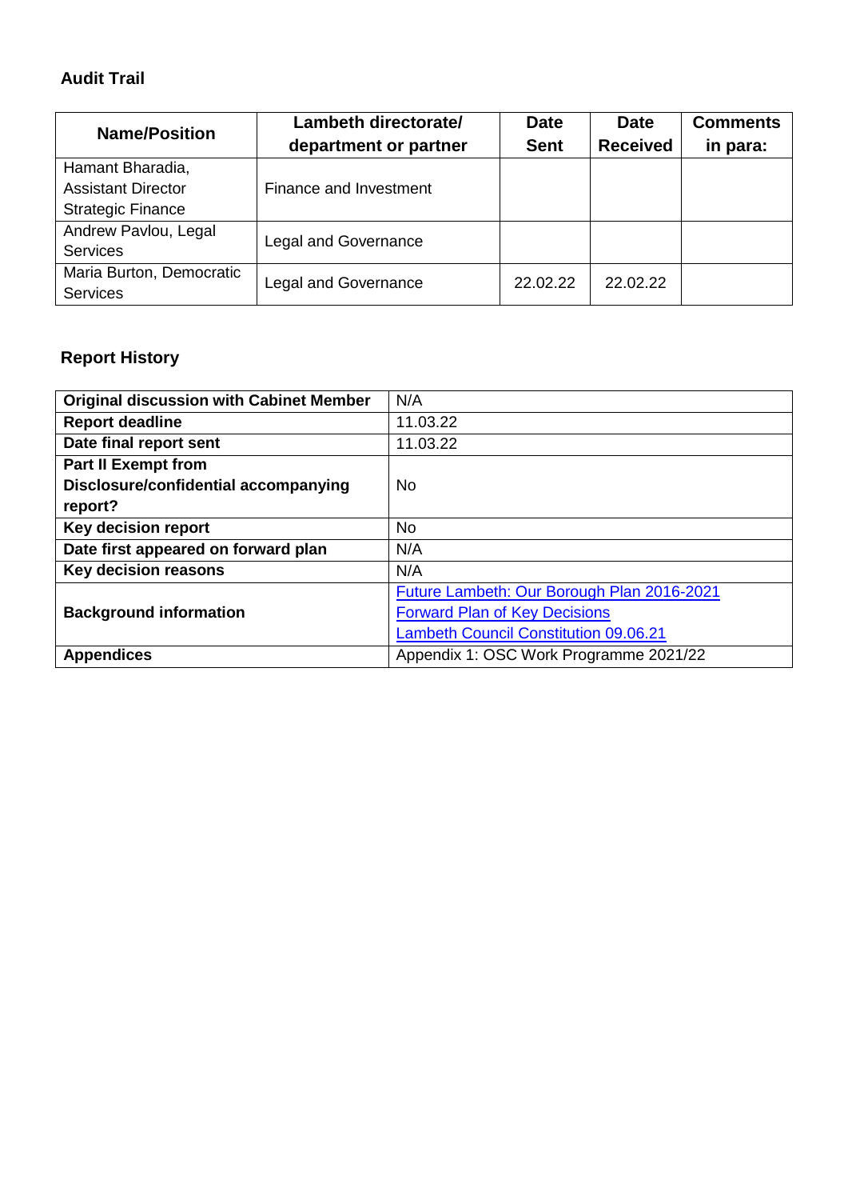## Audit Trail

| Name/Position | Lambeth directorate/ department or partner | Date Sent | Date Received | Comments in para: |
|---|---|---|---|---|
| Hamant Bharadia, Assistant Director Strategic Finance | Finance and Investment | | | |
| Andrew Pavlou, Legal Services | Legal and Governance | | | |
| Maria Burton, Democratic Services | Legal and Governance | 22.02.22 | 22.02.22 | |

## Report History

| | |
|---|---|
| **Original discussion with Cabinet Member** | N/A |
| **Report deadline** | 11.03.22 |
| **Date final report sent** | 11.03.22 |
| **Part II Exempt from Disclosure/confidential accompanying report?** | No |
| **Key decision report** | No |
| **Date first appeared on forward plan** | N/A |
| **Key decision reasons** | N/A |
| **Background information** | Future Lambeth: Our Borough Plan 2016-2021<br>Forward Plan of Key Decisions<br>Lambeth Council Constitution 09.06.21 |
| **Appendices** | Appendix 1: OSC Work Programme 2021/22 |